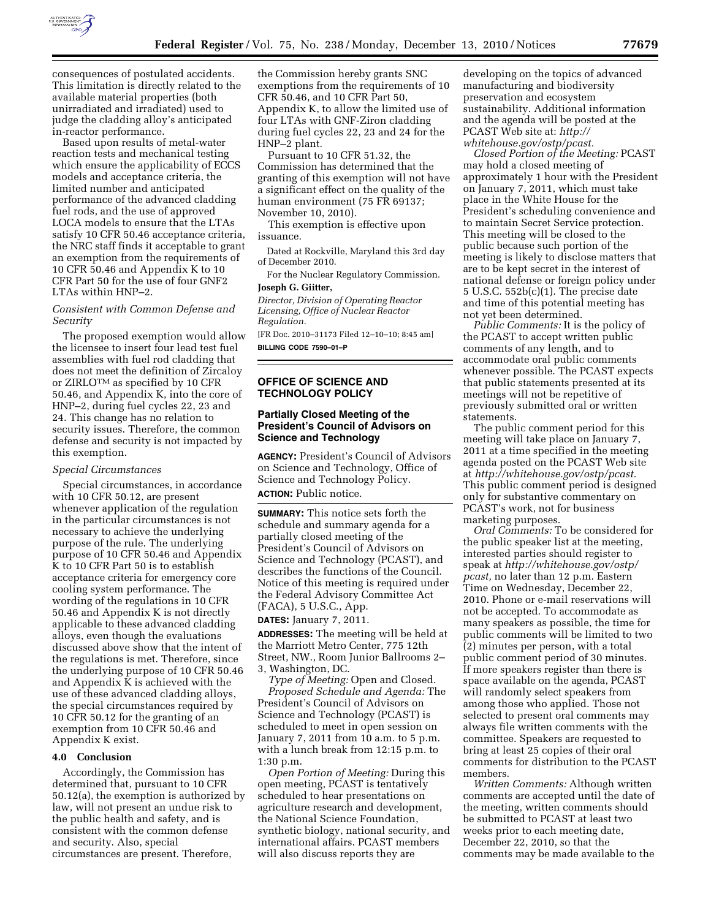consequences of postulated accidents. This limitation is directly related to the available material properties (both unirradiated and irradiated) used to judge the cladding alloy's anticipated in-reactor performance.

Based upon results of metal-water reaction tests and mechanical testing which ensure the applicability of ECCS models and acceptance criteria, the limited number and anticipated performance of the advanced cladding fuel rods, and the use of approved LOCA models to ensure that the LTAs satisfy 10 CFR 50.46 acceptance criteria, the NRC staff finds it acceptable to grant an exemption from the requirements of 10 CFR 50.46 and Appendix K to 10 CFR Part 50 for the use of four GNF2 LTAs within HNP–2.

*Consistent with Common Defense and Security*

The proposed exemption would allow the licensee to insert four lead test fuel assemblies with fuel rod cladding that does not meet the definition of Zircaloy or ZIRLO™ as specified by 10 CFR 50.46, and Appendix K, into the core of HNP–2, during fuel cycles 22, 23 and 24. This change has no relation to security issues. Therefore, the common defense and security is not impacted by this exemption.

*Special Circumstances*

Special circumstances, in accordance with 10 CFR 50.12, are present whenever application of the regulation in the particular circumstances is not necessary to achieve the underlying purpose of the rule. The underlying purpose of 10 CFR 50.46 and Appendix K to 10 CFR Part 50 is to establish acceptance criteria for emergency core cooling system performance. The wording of the regulations in 10 CFR 50.46 and Appendix K is not directly applicable to these advanced cladding alloys, even though the evaluations discussed above show that the intent of the regulations is met. Therefore, since the underlying purpose of 10 CFR 50.46 and Appendix K is achieved with the use of these advanced cladding alloys, the special circumstances required by 10 CFR 50.12 for the granting of an exemption from 10 CFR 50.46 and Appendix K exist.

### 4.0 Conclusion

Accordingly, the Commission has determined that, pursuant to 10 CFR 50.12(a), the exemption is authorized by law, will not present an undue risk to the public health and safety, and is consistent with the common defense and security. Also, special circumstances are present. Therefore, the Commission hereby grants SNC exemptions from the requirements of 10 CFR 50.46, and 10 CFR Part 50, Appendix K, to allow the limited use of four LTAs with GNF-Ziron cladding during fuel cycles 22, 23 and 24 for the HNP–2 plant.

Pursuant to 10 CFR 51.32, the Commission has determined that the granting of this exemption will not have a significant effect on the quality of the human environment (75 FR 69137; November 10, 2010).

This exemption is effective upon issuance.

Dated at Rockville, Maryland this 3rd day of December 2010.

For the Nuclear Regulatory Commission.

**Joseph G. Giitter,**

*Director, Division of Operating Reactor Licensing, Office of Nuclear Reactor Regulation.*

[FR Doc. 2010–31173 Filed 12–10–10; 8:45 am]

**BILLING CODE 7590–01–P**

---

## OFFICE OF SCIENCE AND TECHNOLOGY POLICY

### Partially Closed Meeting of the President's Council of Advisors on Science and Technology

**AGENCY:** President's Council of Advisors on Science and Technology, Office of Science and Technology Policy.

**ACTION:** Public notice.

**SUMMARY:** This notice sets forth the schedule and summary agenda for a partially closed meeting of the President's Council of Advisors on Science and Technology (PCAST), and describes the functions of the Council. Notice of this meeting is required under the Federal Advisory Committee Act (FACA), 5 U.S.C., App.

**DATES:** January 7, 2011.

**ADDRESSES:** The meeting will be held at the Marriott Metro Center, 775 12th Street, NW., Room Junior Ballrooms 2–3, Washington, DC.

*Type of Meeting:* Open and Closed.

*Proposed Schedule and Agenda:* The President's Council of Advisors on Science and Technology (PCAST) is scheduled to meet in open session on January 7, 2011 from 10 a.m. to 5 p.m. with a lunch break from 12:15 p.m. to 1:30 p.m.

*Open Portion of Meeting:* During this open meeting, PCAST is tentatively scheduled to hear presentations on agriculture research and development, the National Science Foundation, synthetic biology, national security, and international affairs. PCAST members will also discuss reports they are developing on the topics of advanced manufacturing and biodiversity preservation and ecosystem sustainability. Additional information and the agenda will be posted at the PCAST Web site at: *http://whitehouse.gov/ostp/pcast.*

*Closed Portion of the Meeting:* PCAST may hold a closed meeting of approximately 1 hour with the President on January 7, 2011, which must take place in the White House for the President's scheduling convenience and to maintain Secret Service protection. This meeting will be closed to the public because such portion of the meeting is likely to disclose matters that are to be kept secret in the interest of national defense or foreign policy under 5 U.S.C. 552b(c)(1). The precise date and time of this potential meeting has not yet been determined.

*Public Comments:* It is the policy of the PCAST to accept written public comments of any length, and to accommodate oral public comments whenever possible. The PCAST expects that public statements presented at its meetings will not be repetitive of previously submitted oral or written statements.

The public comment period for this meeting will take place on January 7, 2011 at a time specified in the meeting agenda posted on the PCAST Web site at *http://whitehouse.gov/ostp/pcast.* This public comment period is designed only for substantive commentary on PCAST's work, not for business marketing purposes.

*Oral Comments:* To be considered for the public speaker list at the meeting, interested parties should register to speak at *http://whitehouse.gov/ostp/pcast,* no later than 12 p.m. Eastern Time on Wednesday, December 22, 2010. Phone or e-mail reservations will not be accepted. To accommodate as many speakers as possible, the time for public comments will be limited to two (2) minutes per person, with a total public comment period of 30 minutes. If more speakers register than there is space available on the agenda, PCAST will randomly select speakers from among those who applied. Those not selected to present oral comments may always file written comments with the committee. Speakers are requested to bring at least 25 copies of their oral comments for distribution to the PCAST members.

*Written Comments:* Although written comments are accepted until the date of the meeting, written comments should be submitted to PCAST at least two weeks prior to each meeting date, December 22, 2010, so that the comments may be made available to the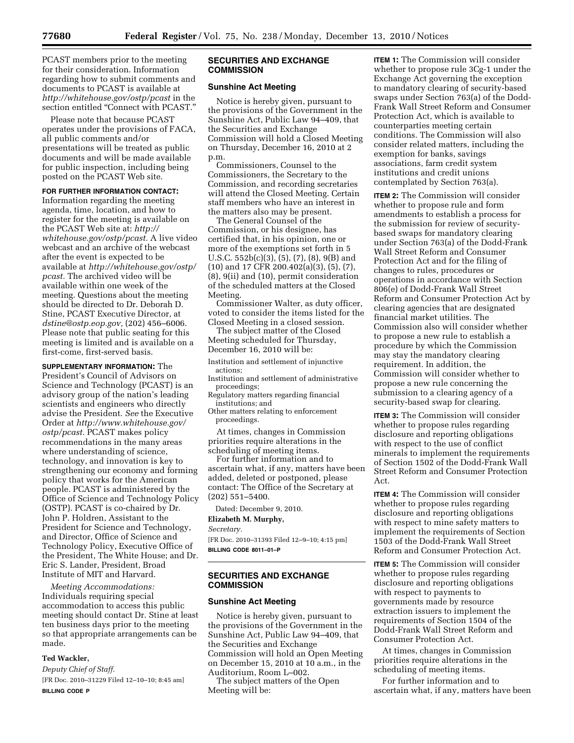PCAST members prior to the meeting for their consideration. Information regarding how to submit comments and documents to PCAST is available at *http://whitehouse.gov/ostp/pcast* in the section entitled "Connect with PCAST."

Please note that because PCAST operates under the provisions of FACA, all public comments and/or presentations will be treated as public documents and will be made available for public inspection, including being posted on the PCAST Web site.

**FOR FURTHER INFORMATION CONTACT:** Information regarding the meeting agenda, time, location, and how to register for the meeting is available on the PCAST Web site at: *http://whitehouse.gov/ostp/pcast.* A live video webcast and an archive of the webcast after the event is expected to be available at *http://whitehouse.gov/ostp/pcast.* The archived video will be available within one week of the meeting. Questions about the meeting should be directed to Dr. Deborah D. Stine, PCAST Executive Director, at *dstine@ostp.eop.gov,* (202) 456–6006. Please note that public seating for this meeting is limited and is available on a first-come, first-served basis.

**SUPPLEMENTARY INFORMATION:** The President's Council of Advisors on Science and Technology (PCAST) is an advisory group of the nation's leading scientists and engineers who directly advise the President. *See* the Executive Order at *http://www.whitehouse.gov/ostp/pcast.* PCAST makes policy recommendations in the many areas where understanding of science, technology, and innovation is key to strengthening our economy and forming policy that works for the American people. PCAST is administered by the Office of Science and Technology Policy (OSTP). PCAST is co-chaired by Dr. John P. Holdren, Assistant to the President for Science and Technology, and Director, Office of Science and Technology Policy, Executive Office of the President, The White House; and Dr. Eric S. Lander, President, Broad Institute of MIT and Harvard.

*Meeting Accommodations:* Individuals requiring special accommodation to access this public meeting should contact Dr. Stine at least ten business days prior to the meeting so that appropriate arrangements can be made.

**Ted Wackler,**

*Deputy Chief of Staff.*

[FR Doc. 2010–31229 Filed 12–10–10; 8:45 am]

**BILLING CODE P**

## SECURITIES AND EXCHANGE COMMISSION

### Sunshine Act Meeting

Notice is hereby given, pursuant to the provisions of the Government in the Sunshine Act, Public Law 94–409, that the Securities and Exchange Commission will hold a Closed Meeting on Thursday, December 16, 2010 at 2 p.m.

Commissioners, Counsel to the Commissioners, the Secretary to the Commission, and recording secretaries will attend the Closed Meeting. Certain staff members who have an interest in the matters also may be present.

The General Counsel of the Commission, or his designee, has certified that, in his opinion, one or more of the exemptions set forth in 5 U.S.C. 552b(c)(3), (5), (7), (8), 9(B) and (10) and 17 CFR 200.402(a)(3), (5), (7), (8), 9(ii) and (10), permit consideration of the scheduled matters at the Closed Meeting.

Commissioner Walter, as duty officer, voted to consider the items listed for the Closed Meeting in a closed session.

The subject matter of the Closed Meeting scheduled for Thursday, December 16, 2010 will be:

Institution and settlement of injunctive actions;
Institution and settlement of administrative proceedings;
Regulatory matters regarding financial institutions; and
Other matters relating to enforcement proceedings.

At times, changes in Commission priorities require alterations in the scheduling of meeting items.

For further information and to ascertain what, if any, matters have been added, deleted or postponed, please contact: The Office of the Secretary at (202) 551–5400.

Dated: December 9, 2010.

**Elizabeth M. Murphy,**

*Secretary.*

[FR Doc. 2010–31393 Filed 12–9–10; 4:15 pm]

**BILLING CODE 8011–01–P**

## SECURITIES AND EXCHANGE COMMISSION

### Sunshine Act Meeting

Notice is hereby given, pursuant to the provisions of the Government in the Sunshine Act, Public Law 94–409, that the Securities and Exchange Commission will hold an Open Meeting on December 15, 2010 at 10 a.m., in the Auditorium, Room L–002.

The subject matters of the Open Meeting will be:

**ITEM 1:** The Commission will consider whether to propose rule 3Cg-1 under the Exchange Act governing the exception to mandatory clearing of security-based swaps under Section 763(a) of the Dodd-Frank Wall Street Reform and Consumer Protection Act, which is available to counterparties meeting certain conditions. The Commission will also consider related matters, including the exemption for banks, savings associations, farm credit system institutions and credit unions contemplated by Section 763(a).

**ITEM 2:** The Commission will consider whether to propose rule and form amendments to establish a process for the submission for review of security-based swaps for mandatory clearing under Section 763(a) of the Dodd-Frank Wall Street Reform and Consumer Protection Act and for the filing of changes to rules, procedures or operations in accordance with Section 806(e) of Dodd-Frank Wall Street Reform and Consumer Protection Act by clearing agencies that are designated financial market utilities. The Commission also will consider whether to propose a new rule to establish a procedure by which the Commission may stay the mandatory clearing requirement. In addition, the Commission will consider whether to propose a new rule concerning the submission to a clearing agency of a security-based swap for clearing.

**ITEM 3:** The Commission will consider whether to propose rules regarding disclosure and reporting obligations with respect to the use of conflict minerals to implement the requirements of Section 1502 of the Dodd-Frank Wall Street Reform and Consumer Protection Act.

**ITEM 4:** The Commission will consider whether to propose rules regarding disclosure and reporting obligations with respect to mine safety matters to implement the requirements of Section 1503 of the Dodd-Frank Wall Street Reform and Consumer Protection Act.

**ITEM 5:** The Commission will consider whether to propose rules regarding disclosure and reporting obligations with respect to payments to governments made by resource extraction issuers to implement the requirements of Section 1504 of the Dodd-Frank Wall Street Reform and Consumer Protection Act.

At times, changes in Commission priorities require alterations in the scheduling of meeting items.

For further information and to ascertain what, if any, matters have been